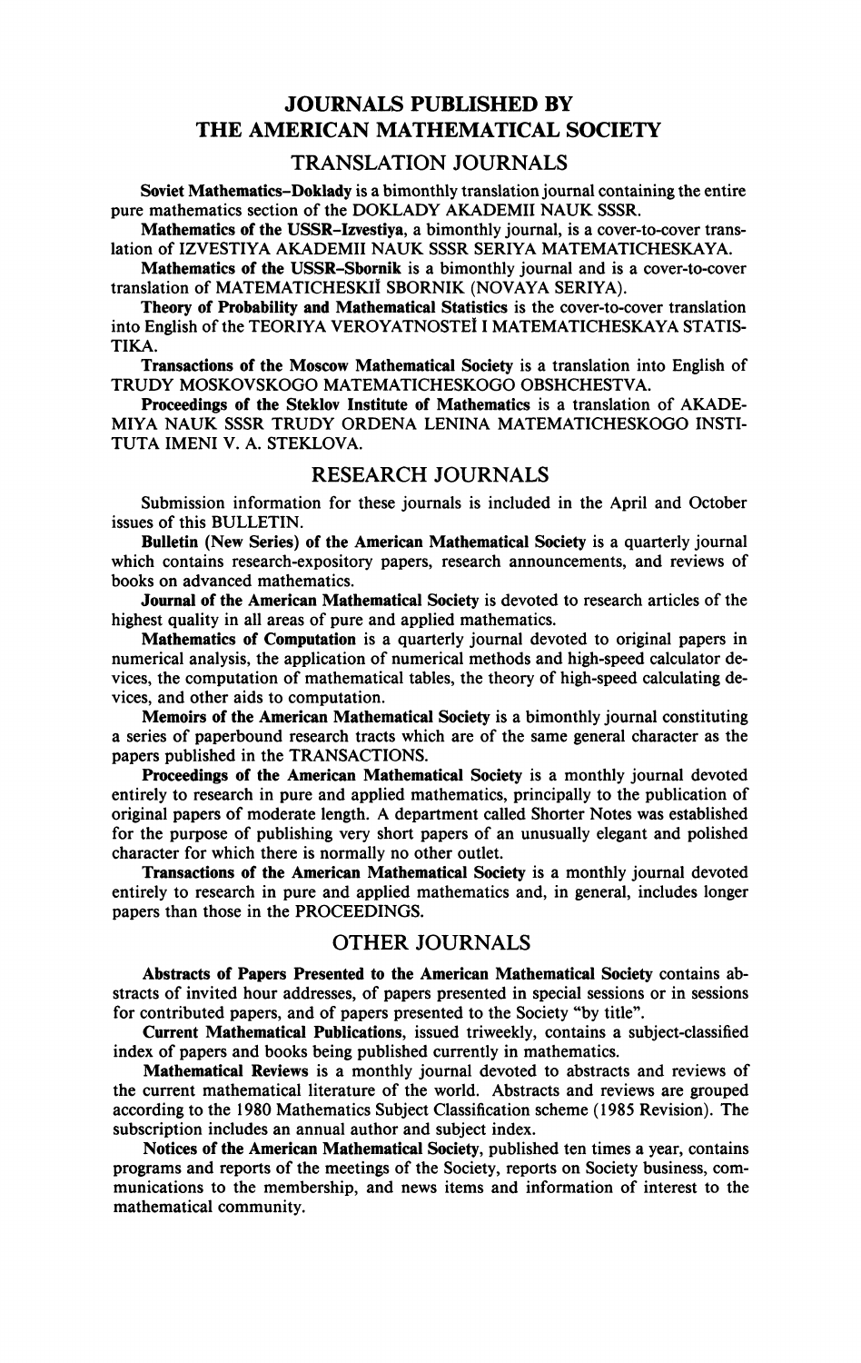# JOURNALS PUBLISHED BY THE AMERICAN MATHEMATICAL SOCIETY

## TRANSLATION JOURNALS

**Soviet Mathematics–Doklady** is a bimonthly translation journal containing the entire pure mathematics section of the DOKLADY AKADEMII NAUK SSSR.

**Mathematics of the USSR–Izvestiya**, a bimonthly journal, is a cover-to-cover translation of IZVESTIYA AKADEMII NAUK SSSR SERIYA MATEMATICHESKAYA.

**Mathematics of the USSR–Sbornik** is a bimonthly journal and is a cover-to-cover translation of MATEMATICHESKIĬ SBORNIK (NOVAYA SERIYA).

**Theory of Probability and Mathematical Statistics** is the cover-to-cover translation into English of the TEORIYA VEROYATNOSTEĬ I MATEMATICHESKAYA STATISTIKA.

**Transactions of the Moscow Mathematical Society** is a translation into English of TRUDY MOSKOVSKOGO MATEMATICHESKOGO OBSHCHESTVA.

**Proceedings of the Steklov Institute of Mathematics** is a translation of AKADEMIYA NAUK SSSR TRUDY ORDENA LENINA MATEMATICHESKOGO INSTITUTA IMENI V. A. STEKLOVA.

## RESEARCH JOURNALS

Submission information for these journals is included in the April and October issues of this BULLETIN.

**Bulletin (New Series) of the American Mathematical Society** is a quarterly journal which contains research-expository papers, research announcements, and reviews of books on advanced mathematics.

**Journal of the American Mathematical Society** is devoted to research articles of the highest quality in all areas of pure and applied mathematics.

**Mathematics of Computation** is a quarterly journal devoted to original papers in numerical analysis, the application of numerical methods and high-speed calculator devices, the computation of mathematical tables, the theory of high-speed calculating devices, and other aids to computation.

**Memoirs of the American Mathematical Society** is a bimonthly journal constituting a series of paperbound research tracts which are of the same general character as the papers published in the TRANSACTIONS.

**Proceedings of the American Mathematical Society** is a monthly journal devoted entirely to research in pure and applied mathematics, principally to the publication of original papers of moderate length. A department called Shorter Notes was established for the purpose of publishing very short papers of an unusually elegant and polished character for which there is normally no other outlet.

**Transactions of the American Mathematical Society** is a monthly journal devoted entirely to research in pure and applied mathematics and, in general, includes longer papers than those in the PROCEEDINGS.

## OTHER JOURNALS

**Abstracts of Papers Presented to the American Mathematical Society** contains abstracts of invited hour addresses, of papers presented in special sessions or in sessions for contributed papers, and of papers presented to the Society "by title".

**Current Mathematical Publications**, issued triweekly, contains a subject-classified index of papers and books being published currently in mathematics.

**Mathematical Reviews** is a monthly journal devoted to abstracts and reviews of the current mathematical literature of the world. Abstracts and reviews are grouped according to the 1980 Mathematics Subject Classification scheme (1985 Revision). The subscription includes an annual author and subject index.

**Notices of the American Mathematical Society**, published ten times a year, contains programs and reports of the meetings of the Society, reports on Society business, communications to the membership, and news items and information of interest to the mathematical community.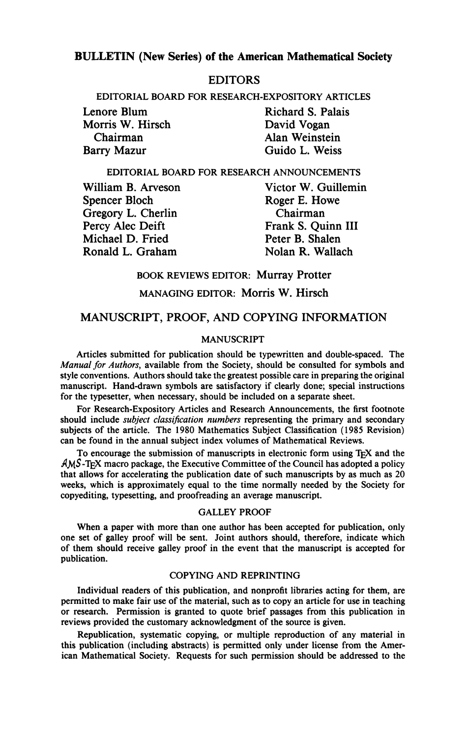## BULLETIN (New Series) of the American Mathematical Society

### EDITORS

EDITORIAL BOARD FOR RESEARCH-EXPOSITORY ARTICLES

Lenore Blum
Morris W. Hirsch
  Chairman
Barry Mazur
Richard S. Palais
David Vogan
Alan Weinstein
Guido L. Weiss

EDITORIAL BOARD FOR RESEARCH ANNOUNCEMENTS

William B. Arveson
Spencer Bloch
Gregory L. Cherlin
Percy Alec Deift
Michael D. Fried
Ronald L. Graham
Victor W. Guillemin
Roger E. Howe
  Chairman
Frank S. Quinn III
Peter B. Shalen
Nolan R. Wallach

BOOK REVIEWS EDITOR: Murray Protter

MANAGING EDITOR: Morris W. Hirsch

### MANUSCRIPT, PROOF, AND COPYING INFORMATION

#### MANUSCRIPT

Articles submitted for publication should be typewritten and double-spaced. The *Manual for Authors*, available from the Society, should be consulted for symbols and style conventions. Authors should take the greatest possible care in preparing the original manuscript. Hand-drawn symbols are satisfactory if clearly done; special instructions for the typesetter, when necessary, should be included on a separate sheet.

For Research-Expository Articles and Research Announcements, the first footnote should include *subject classification numbers* representing the primary and secondary subjects of the article. The 1980 Mathematics Subject Classification (1985 Revision) can be found in the annual subject index volumes of Mathematical Reviews.

To encourage the submission of manuscripts in electronic form using TeX and the AMS-TeX macro package, the Executive Committee of the Council has adopted a policy that allows for accelerating the publication date of such manuscripts by as much as 20 weeks, which is approximately equal to the time normally needed by the Society for copyediting, typesetting, and proofreading an average manuscript.

#### GALLEY PROOF

When a paper with more than one author has been accepted for publication, only one set of galley proof will be sent. Joint authors should, therefore, indicate which of them should receive galley proof in the event that the manuscript is accepted for publication.

#### COPYING AND REPRINTING

Individual readers of this publication, and nonprofit libraries acting for them, are permitted to make fair use of the material, such as to copy an article for use in teaching or research. Permission is granted to quote brief passages from this publication in reviews provided the customary acknowledgment of the source is given.

Republication, systematic copying, or multiple reproduction of any material in this publication (including abstracts) is permitted only under license from the American Mathematical Society. Requests for such permission should be addressed to the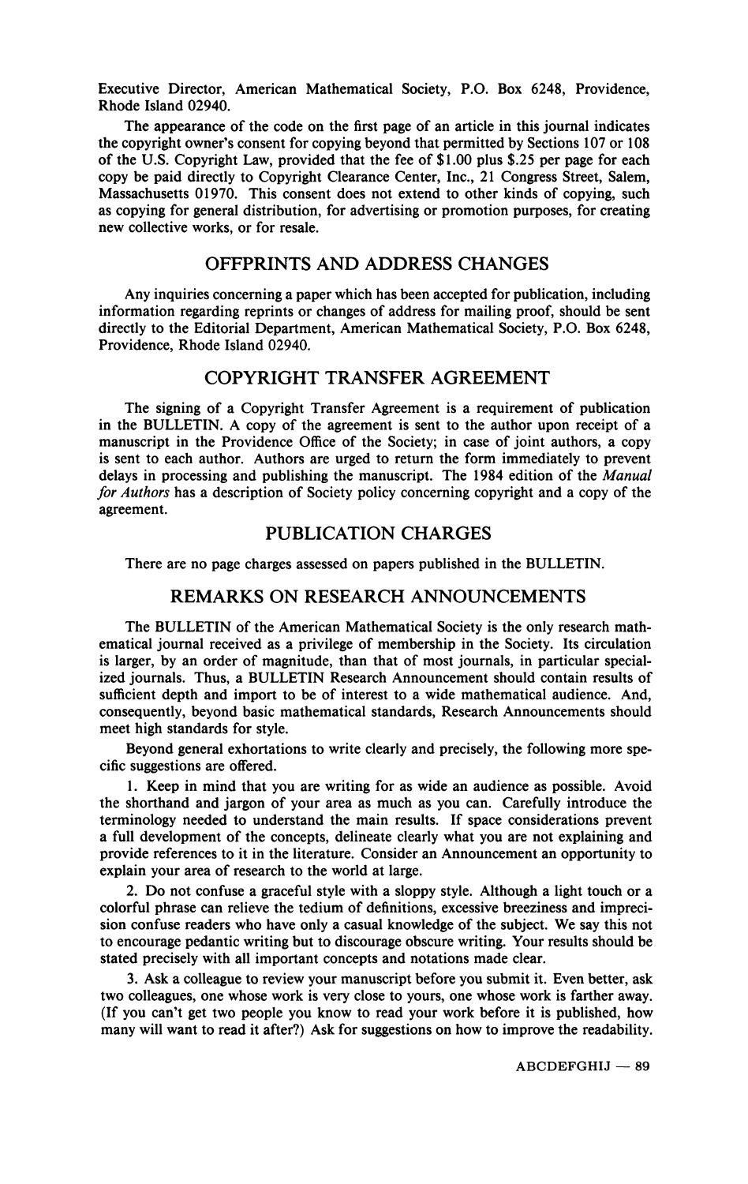Executive Director, American Mathematical Society, P.O. Box 6248, Providence, Rhode Island 02940.

The appearance of the code on the first page of an article in this journal indicates the copyright owner's consent for copying beyond that permitted by Sections 107 or 108 of the U.S. Copyright Law, provided that the fee of $1.00 plus $.25 per page for each copy be paid directly to Copyright Clearance Center, Inc., 21 Congress Street, Salem, Massachusetts 01970. This consent does not extend to other kinds of copying, such as copying for general distribution, for advertising or promotion purposes, for creating new collective works, or for resale.

## OFFPRINTS AND ADDRESS CHANGES

Any inquiries concerning a paper which has been accepted for publication, including information regarding reprints or changes of address for mailing proof, should be sent directly to the Editorial Department, American Mathematical Society, P.O. Box 6248, Providence, Rhode Island 02940.

## COPYRIGHT TRANSFER AGREEMENT

The signing of a Copyright Transfer Agreement is a requirement of publication in the BULLETIN. A copy of the agreement is sent to the author upon receipt of a manuscript in the Providence Office of the Society; in case of joint authors, a copy is sent to each author. Authors are urged to return the form immediately to prevent delays in processing and publishing the manuscript. The 1984 edition of the *Manual for Authors* has a description of Society policy concerning copyright and a copy of the agreement.

## PUBLICATION CHARGES

There are no page charges assessed on papers published in the BULLETIN.

## REMARKS ON RESEARCH ANNOUNCEMENTS

The BULLETIN of the American Mathematical Society is the only research mathematical journal received as a privilege of membership in the Society. Its circulation is larger, by an order of magnitude, than that of most journals, in particular specialized journals. Thus, a BULLETIN Research Announcement should contain results of sufficient depth and import to be of interest to a wide mathematical audience. And, consequently, beyond basic mathematical standards, Research Announcements should meet high standards for style.

Beyond general exhortations to write clearly and precisely, the following more specific suggestions are offered.

1. Keep in mind that you are writing for as wide an audience as possible. Avoid the shorthand and jargon of your area as much as you can. Carefully introduce the terminology needed to understand the main results. If space considerations prevent a full development of the concepts, delineate clearly what you are not explaining and provide references to it in the literature. Consider an Announcement an opportunity to explain your area of research to the world at large.

2. Do not confuse a graceful style with a sloppy style. Although a light touch or a colorful phrase can relieve the tedium of definitions, excessive breeziness and imprecision confuse readers who have only a casual knowledge of the subject. We say this not to encourage pedantic writing but to discourage obscure writing. Your results should be stated precisely with all important concepts and notations made clear.

3. Ask a colleague to review your manuscript before you submit it. Even better, ask two colleagues, one whose work is very close to yours, one whose work is farther away. (If you can't get two people you know to read your work before it is published, how many will want to read it after?) Ask for suggestions on how to improve the readability.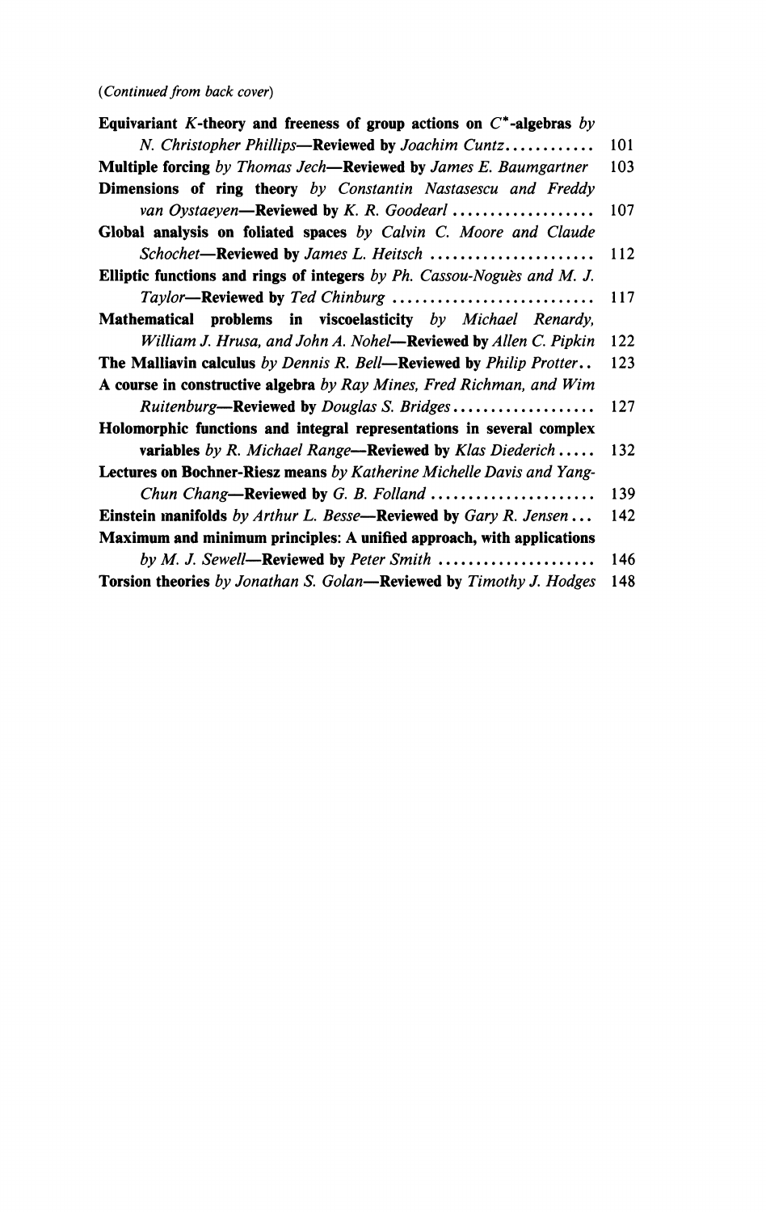*(Continued from back cover)*

**Equivariant $K$-theory and freeness of group actions on $C^*$-algebras** *by N. Christopher Phillips*—**Reviewed by** *Joachim Cuntz* ............ 101

**Multiple forcing** *by Thomas Jech*—**Reviewed by** *James E. Baumgartner* 103

**Dimensions of ring theory** *by Constantin Nastasescu and Freddy van Oystaeyen*—**Reviewed by** *K. R. Goodearl* .................. 107

**Global analysis on foliated spaces** *by Calvin C. Moore and Claude Schochet*—**Reviewed by** *James L. Heitsch* ...................... 112

**Elliptic functions and rings of integers** *by Ph. Cassou-Noguès and M. J. Taylor*—**Reviewed by** *Ted Chinburg* ........................... 117

**Mathematical problems in viscoelasticity** *by Michael Renardy, William J. Hrusa, and John A. Nohel*—**Reviewed by** *Allen C. Pipkin* 122

**The Malliavin calculus** *by Dennis R. Bell*—**Reviewed by** *Philip Protter*.. 123

**A course in constructive algebra** *by Ray Mines, Fred Richman, and Wim Ruitenburg*—**Reviewed by** *Douglas S. Bridges* .................. 127

**Holomorphic functions and integral representations in several complex variables** *by R. Michael Range*—**Reviewed by** *Klas Diederich* ..... 132

**Lectures on Bochner-Riesz means** *by Katherine Michelle Davis and Yang-Chun Chang*—**Reviewed by** *G. B. Folland* ...................... 139

**Einstein manifolds** *by Arthur L. Besse*—**Reviewed by** *Gary R. Jensen* ... 142

**Maximum and minimum principles: A unified approach, with applications** *by M. J. Sewell*—**Reviewed by** *Peter Smith* ..................... 146

**Torsion theories** *by Jonathan S. Golan*—**Reviewed by** *Timothy J. Hodges* 148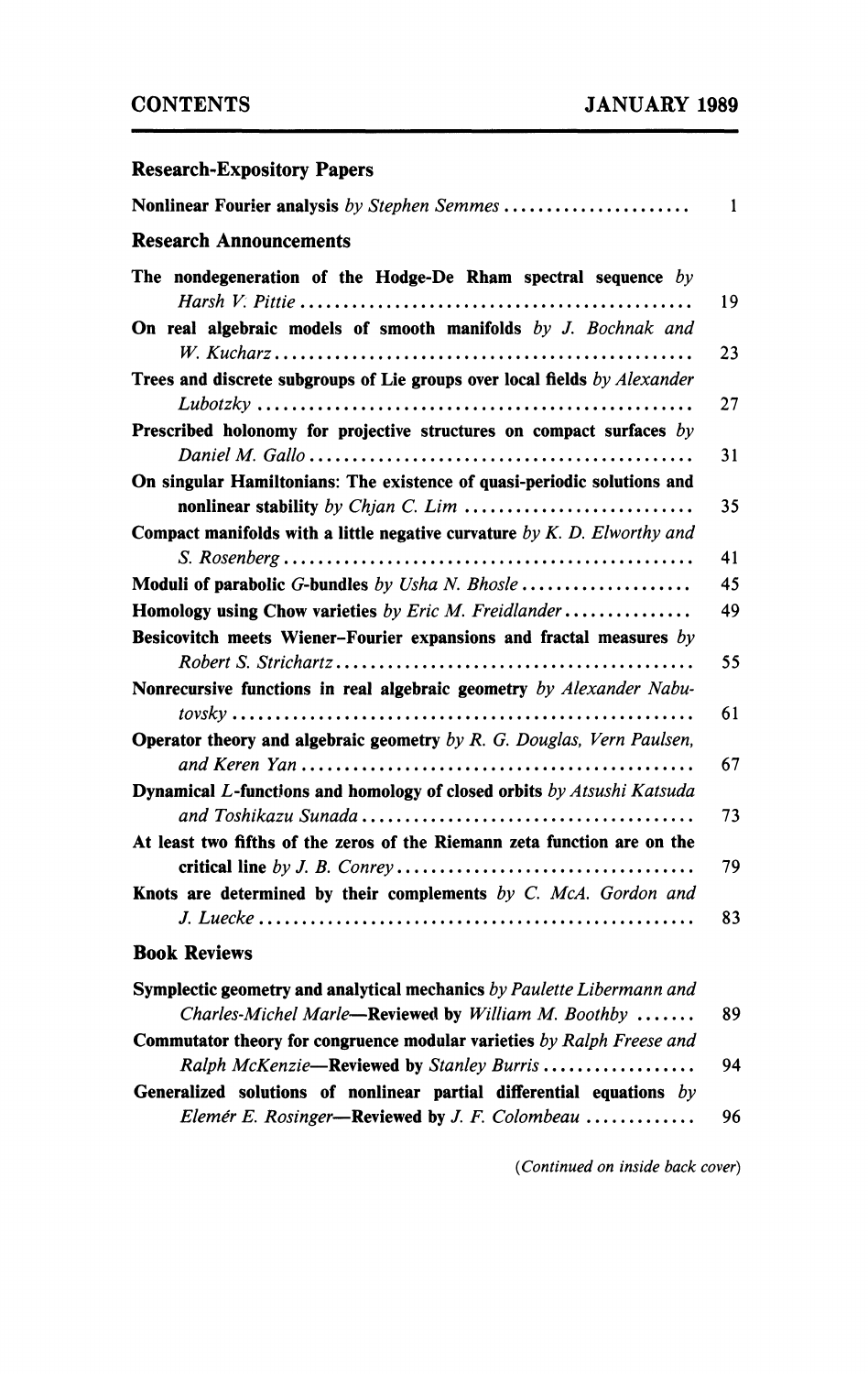**CONTENTS** **JANUARY 1989**

## Research-Expository Papers

**Nonlinear Fourier analysis** *by Stephen Semmes* ...................... 1

## Research Announcements

**The nondegeneration of the Hodge-De Rham spectral sequence** *by Harsh V. Pittie* ...................... 19

**On real algebraic models of smooth manifolds** *by J. Bochnak and W. Kucharz* ...................... 23

**Trees and discrete subgroups of Lie groups over local fields** *by Alexander Lubotzky* ...................... 27

**Prescribed holonomy for projective structures on compact surfaces** *by Daniel M. Gallo* ...................... 31

**On singular Hamiltonians: The existence of quasi-periodic solutions and nonlinear stability** *by Chjan C. Lim* ...................... 35

**Compact manifolds with a little negative curvature** *by K. D. Elworthy and S. Rosenberg* ...................... 41

**Moduli of parabolic $G$-bundles** *by Usha N. Bhosle* ...................... 45

**Homology using Chow varieties** *by Eric M. Friedlander* ...................... 49

**Besicovitch meets Wiener–Fourier expansions and fractal measures** *by Robert S. Strichartz* ...................... 55

**Nonrecursive functions in real algebraic geometry** *by Alexander Nabutovsky* ...................... 61

**Operator theory and algebraic geometry** *by R. G. Douglas, Vern Paulsen, and Keren Yan* ...................... 67

**Dynamical $L$-functions and homology of closed orbits** *by Atsushi Katsuda and Toshikazu Sunada* ...................... 73

**At least two fifths of the zeros of the Riemann zeta function are on the critical line** *by J. B. Conrey* ...................... 79

**Knots are determined by their complements** *by C. McA. Gordon and J. Luecke* ...................... 83

## Book Reviews

**Symplectic geometry and analytical mechanics** *by Paulette Libermann and Charles-Michel Marle*—**Reviewed by** *William M. Boothby* ...................... 89

**Commutator theory for congruence modular varieties** *by Ralph Freese and Ralph McKenzie*—**Reviewed by** *Stanley Burris* ...................... 94

**Generalized solutions of nonlinear partial differential equations** *by Elemér E. Rosinger*—**Reviewed by** *J. F. Colombeau* ...................... 96

*(Continued on inside back cover)*